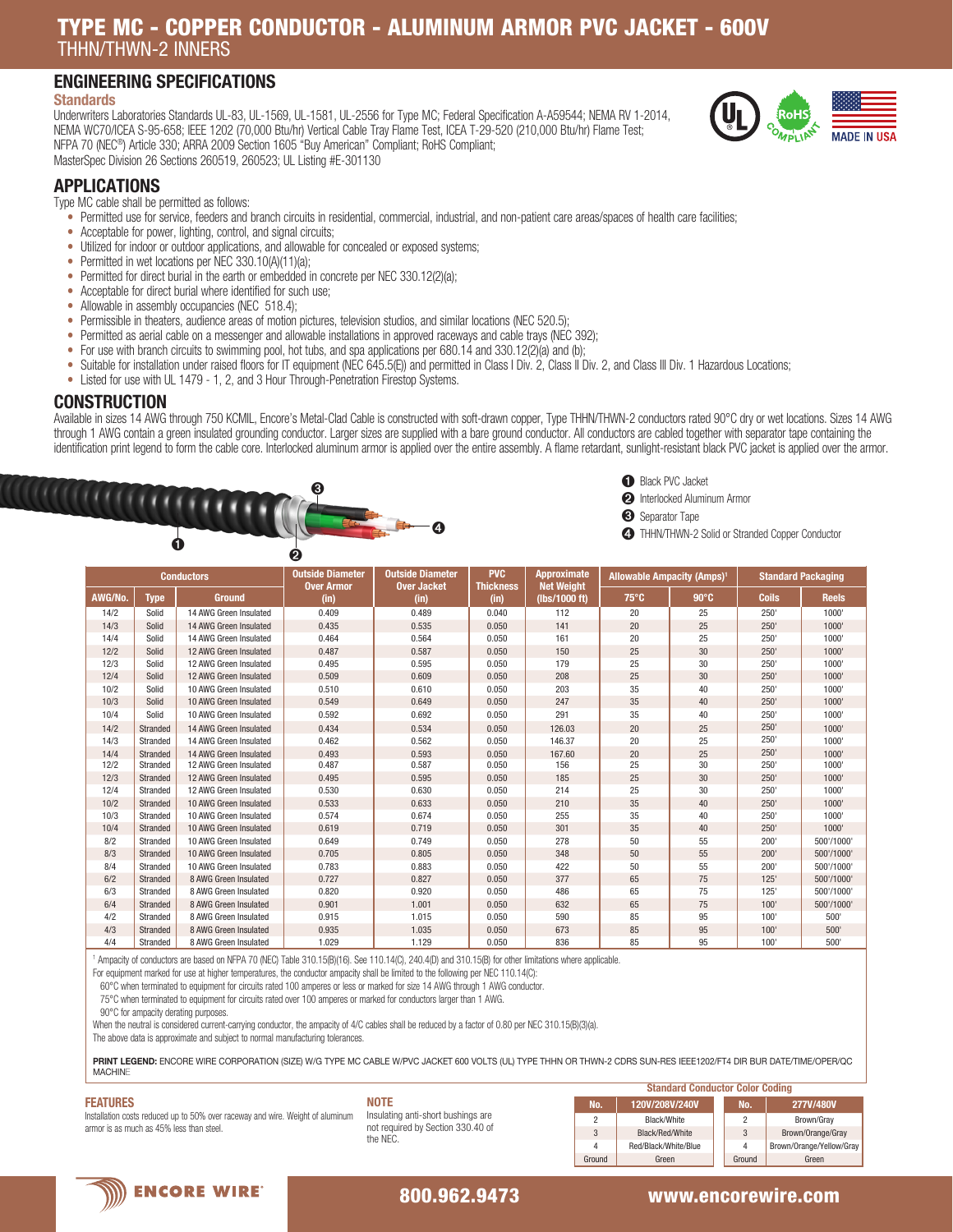# TYPE MC - COPPER CONDUCTOR - ALUMINUM ARMOR PVC JACKET - 600V

THHN/THWN-2 INNERS

## ENGINEERING SPECIFICATIONS

### Standards

Underwriters Laboratories Standards UL-83, UL-1569, UL-1581, UL-2556 for Type MC; Federal Specification A-A59544; NEMA RV 1-2014, NEMA WC70/ICEA S-95-658; IEEE 1202 (70,000 Btu/hr) Vertical Cable Tray Flame Test, ICEA T-29-520 (210,000 Btu/hr) Flame Test; NFPA 70 (NEC®) Article 330; ARRA 2009 Section 1605 "Buy American" Compliant; RoHS Compliant; MasterSpec Division 26 Sections 260519, 260523; UL Listing #E-301130

## APPLICATIONS

Type MC cable shall be permitted as follows:

- Permitted use for service, feeders and branch circuits in residential, commercial, industrial, and non-patient care areas/spaces of health care facilities;
- Acceptable for power, lighting, control, and signal circuits;
- Utilized for indoor or outdoor applications, and allowable for concealed or exposed systems;
- Permitted in wet locations per NEC 330.10(A)(11)(a);
- Permitted for direct burial in the earth or embedded in concrete per NEC 330.12(2)(a);
- Acceptable for direct burial where identified for such use;
- Allowable in assembly occupancies (NEC 518.4);
- Permissible in theaters, audience areas of motion pictures, television studios, and similar locations (NEC 520.5);
- Permitted as aerial cable on a messenger and allowable installations in approved raceways and cable trays (NEC 392);
- For use with branch circuits to swimming pool, hot tubs, and spa applications per 680.14 and 330.12(2)(a) and (b);
- Suitable for installation under raised floors for IT equipment (NEC 645.5(E)) and permitted in Class I Div. 2, Class II Div. 2, and Class III Div. 1 Hazardous Locations;
- Listed for use with UL 1479 - 1, 2, and 3 Hour Through-Penetration Firestop Systems.

## CONSTRUCTION

Available in sizes 14 AWG through 750 KCMIL, Encore's Metal-Clad Cable is constructed with soft-drawn copper, Type THHN/THWN-2 conductors rated 90°C dry or wet locations. Sizes 14 AWG through 1 AWG contain a green insulated grounding conductor. Larger sizes are supplied with a bare ground conductor. All conductors are cabled together with separator tape containing the identification print legend to form the cable core. Interlocked aluminum armor is applied over the entire assembly. A flame retardant, sunlight-resistant black PVC jacket is applied over the armor.

1. Black PVC Jacket
2. Interlocked Aluminum Armor
3. Separator Tape
4. THHN/THWN-2 Solid or Stranded Copper Conductor

| Conductors | | | Outside Diameter Over Armor (in) | Outside Diameter Over Jacket (in) | PVC Thickness (in) | Approximate Net Weight (lbs/1000 ft) | Allowable Ampacity (Amps)[1] | | Standard Packaging | |
|---|---|---|---|---|---|---|---|---|---|---|
| AWG/No. | Type | Ground | | | | | 75°C | 90°C | Coils | Reels |
| 14/2 | Solid | 14 AWG Green Insulated | 0.409 | 0.489 | 0.040 | 112 | 20 | 25 | 250' | 1000' |
| 14/3 | Solid | 14 AWG Green Insulated | 0.435 | 0.535 | 0.050 | 141 | 20 | 25 | 250' | 1000' |
| 14/4 | Solid | 14 AWG Green Insulated | 0.464 | 0.564 | 0.050 | 161 | 20 | 25 | 250' | 1000' |
| 12/2 | Solid | 12 AWG Green Insulated | 0.487 | 0.587 | 0.050 | 150 | 25 | 30 | 250' | 1000' |
| 12/3 | Solid | 12 AWG Green Insulated | 0.495 | 0.595 | 0.050 | 179 | 25 | 30 | 250' | 1000' |
| 12/4 | Solid | 12 AWG Green Insulated | 0.509 | 0.609 | 0.050 | 208 | 25 | 30 | 250' | 1000' |
| 10/2 | Solid | 10 AWG Green Insulated | 0.510 | 0.610 | 0.050 | 203 | 35 | 40 | 250' | 1000' |
| 10/3 | Solid | 10 AWG Green Insulated | 0.549 | 0.649 | 0.050 | 247 | 35 | 40 | 250' | 1000' |
| 10/4 | Solid | 10 AWG Green Insulated | 0.592 | 0.692 | 0.050 | 291 | 35 | 40 | 250' | 1000' |
| 14/2 | Stranded | 14 AWG Green Insulated | 0.434 | 0.534 | 0.050 | 126.03 | 20 | 25 | 250' | 1000' |
| 14/3 | Stranded | 14 AWG Green Insulated | 0.462 | 0.562 | 0.050 | 146.37 | 20 | 25 | 250' | 1000' |
| 14/4 | Stranded | 14 AWG Green Insulated | 0.493 | 0.593 | 0.050 | 167.60 | 20 | 25 | 250' | 1000' |
| 12/2 | Stranded | 12 AWG Green Insulated | 0.487 | 0.587 | 0.050 | 156 | 25 | 30 | 250' | 1000' |
| 12/3 | Stranded | 12 AWG Green Insulated | 0.495 | 0.595 | 0.050 | 185 | 25 | 30 | 250' | 1000' |
| 12/4 | Stranded | 12 AWG Green Insulated | 0.530 | 0.630 | 0.050 | 214 | 25 | 30 | 250' | 1000' |
| 10/2 | Stranded | 10 AWG Green Insulated | 0.533 | 0.633 | 0.050 | 210 | 35 | 40 | 250' | 1000' |
| 10/3 | Stranded | 10 AWG Green Insulated | 0.574 | 0.674 | 0.050 | 255 | 35 | 40 | 250' | 1000' |
| 10/4 | Stranded | 10 AWG Green Insulated | 0.619 | 0.719 | 0.050 | 301 | 35 | 40 | 250' | 1000' |
| 8/2 | Stranded | 10 AWG Green Insulated | 0.649 | 0.749 | 0.050 | 278 | 50 | 55 | 200' | 500'/1000' |
| 8/3 | Stranded | 10 AWG Green Insulated | 0.705 | 0.805 | 0.050 | 348 | 50 | 55 | 200' | 500'/1000' |
| 8/4 | Stranded | 10 AWG Green Insulated | 0.783 | 0.883 | 0.050 | 422 | 50 | 55 | 200' | 500'/1000' |
| 6/2 | Stranded | 8 AWG Green Insulated | 0.727 | 0.827 | 0.050 | 377 | 65 | 75 | 125' | 500'/1000' |
| 6/3 | Stranded | 8 AWG Green Insulated | 0.820 | 0.920 | 0.050 | 486 | 65 | 75 | 125' | 500'/1000' |
| 6/4 | Stranded | 8 AWG Green Insulated | 0.901 | 1.001 | 0.050 | 632 | 65 | 75 | 100' | 500'/1000' |
| 4/2 | Stranded | 8 AWG Green Insulated | 0.915 | 1.015 | 0.050 | 590 | 85 | 95 | 100' | 500' |
| 4/3 | Stranded | 8 AWG Green Insulated | 0.935 | 1.035 | 0.050 | 673 | 85 | 95 | 100' | 500' |
| 4/4 | Stranded | 8 AWG Green Insulated | 1.029 | 1.129 | 0.050 | 836 | 85 | 95 | 100' | 500' |

[1] Ampacity of conductors are based on NFPA 70 (NEC) Table 310.15(B)(16). See 110.14(C), 240.4(D) and 310.15(B) for other limitations where applicable.

For equipment marked for use at higher temperatures, the conductor ampacity shall be limited to the following per NEC 110.14(C):

60°C when terminated to equipment for circuits rated 100 amperes or less or marked for size 14 AWG through 1 AWG conductor.

75°C when terminated to equipment for circuits rated over 100 amperes or marked for conductors larger than 1 AWG.

90°C for ampacity derating purposes.

When the neutral is considered current-carrying conductor, the ampacity of 4/C cables shall be reduced by a factor of 0.80 per NEC 310.15(B)(3)(a).

The above data is approximate and subject to normal manufacturing tolerances.

**PRINT LEGEND:** ENCORE WIRE CORPORATION (SIZE) W/G TYPE MC CABLE W/PVC JACKET 600 VOLTS (UL) TYPE THHN OR THWN-2 CDRS SUN-RES IEEE1202/FT4 DIR BUR DATE/TIME/OPER/QC MACHINE

### FEATURES

Installation costs reduced up to 50% over raceway and wire. Weight of aluminum armor is as much as 45% less than steel.

### NOTE

Insulating anti-short bushings are not required by Section 330.40 of the NEC.

**Standard Conductor Color Coding**

| No. | 120V/208V/240V | No. | 277V/480V |
|---|---|---|---|
| 2 | Black/White | 2 | Brown/Gray |
| 3 | Black/Red/White | 3 | Brown/Orange/Gray |
| 4 | Red/Black/White/Blue | 4 | Brown/Orange/Yellow/Gray |
| Ground | Green | Ground | Green |

ENCORE WIRE® 800.962.9473 www.encorewire.com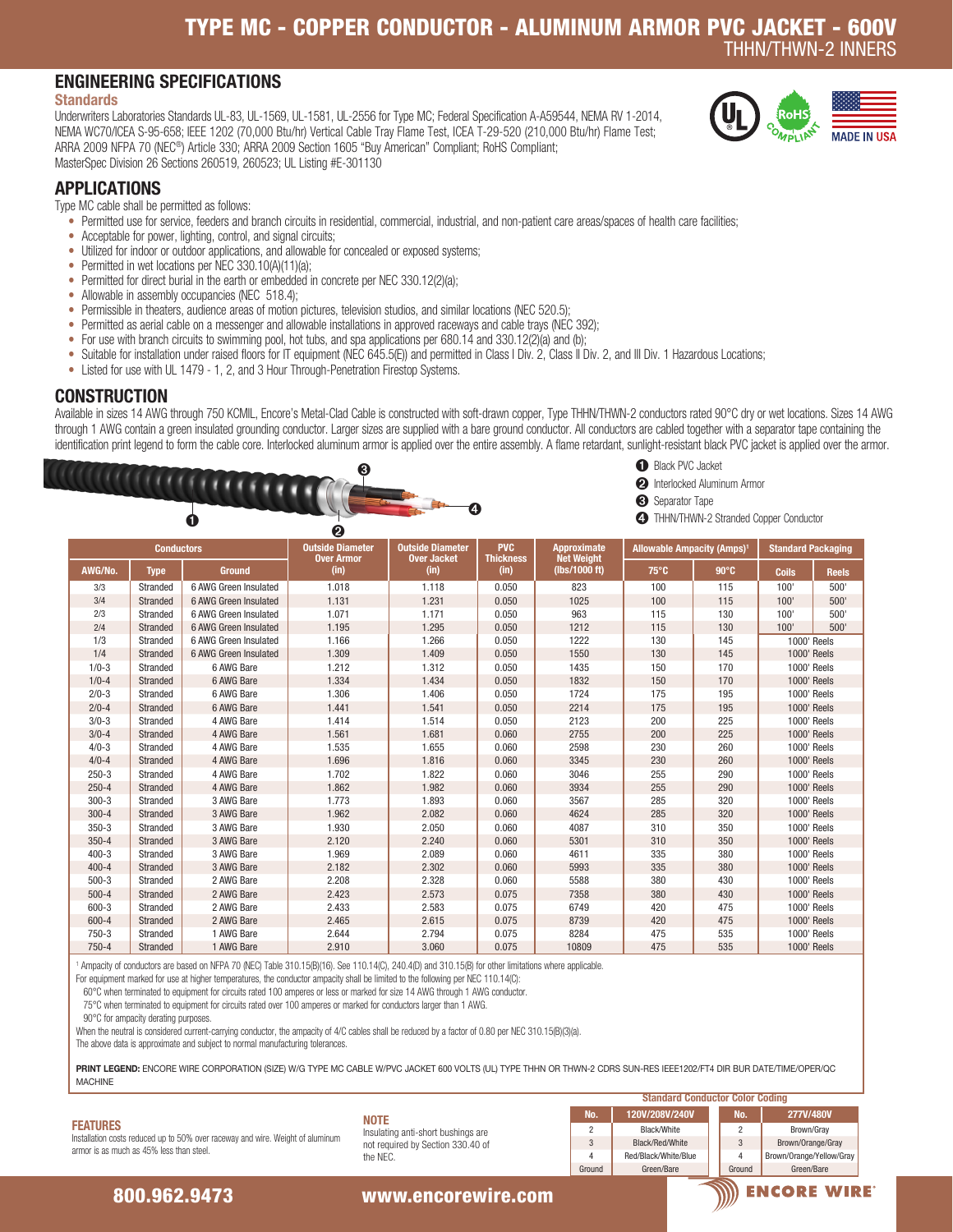# TYPE MC - COPPER CONDUCTOR - ALUMINUM ARMOR PVC JACKET - 600V

THHN/THWN-2 INNERS

## ENGINEERING SPECIFICATIONS

### Standards

Underwriters Laboratories Standards UL-83, UL-1569, UL-1581, UL-2556 for Type MC; Federal Specification A-A59544, NEMA RV 1-2014, NEMA WC70/ICEA S-95-658; IEEE 1202 (70,000 Btu/hr) Vertical Cable Tray Flame Test, ICEA T-29-520 (210,000 Btu/hr) Flame Test; ARRA 2009 NFPA 70 (NEC®) Article 330; ARRA 2009 Section 1605 "Buy American" Compliant; RoHS Compliant; MasterSpec Division 26 Sections 260519, 260523; UL Listing #E-301130

## APPLICATIONS

Type MC cable shall be permitted as follows:

- Permitted use for service, feeders and branch circuits in residential, commercial, industrial, and non-patient care areas/spaces of health care facilities;
- Acceptable for power, lighting, control, and signal circuits;
- Utilized for indoor or outdoor applications, and allowable for concealed or exposed systems;
- Permitted in wet locations per NEC 330.10(A)(11)(a);
- Permitted for direct burial in the earth or embedded in concrete per NEC 330.12(2)(a);
- Allowable in assembly occupancies (NEC 518.4);
- Permissible in theaters, audience areas of motion pictures, television studios, and similar locations (NEC 520.5);
- Permitted as aerial cable on a messenger and allowable installations in approved raceways and cable trays (NEC 392);
- For use with branch circuits to swimming pool, hot tubs, and spa applications per 680.14 and 330.12(2)(a) and (b);
- Suitable for installation under raised floors for IT equipment (NEC 645.5(E)) and permitted in Class I Div. 2, Class II Div. 2, and III Div. 1 Hazardous Locations;
- Listed for use with UL 1479 - 1, 2, and 3 Hour Through-Penetration Firestop Systems.

## CONSTRUCTION

Available in sizes 14 AWG through 750 KCMIL, Encore's Metal-Clad Cable is constructed with soft-drawn copper, Type THHN/THWN-2 conductors rated 90°C dry or wet locations. Sizes 14 AWG through 1 AWG contain a green insulated grounding conductor. Larger sizes are supplied with a bare ground conductor. All conductors are cabled together with a separator tape containing the identification print legend to form the cable core. Interlocked aluminum armor is applied over the entire assembly. A flame retardant, sunlight-resistant black PVC jacket is applied over the armor.

1. Black PVC Jacket
2. Interlocked Aluminum Armor
3. Separator Tape
4. THHN/THWN-2 Stranded Copper Conductor

| Conductors | | | Outside Diameter Over Armor | Outside Diameter Over Jacket | PVC Thickness | Approximate Net Weight | Allowable Ampacity (Amps)[1] | | Standard Packaging | |
|---|---|---|---|---|---|---|---|---|---|---|
| AWG/No. | Type | Ground | (in) | (in) | (in) | (lbs/1000 ft) | 75°C | 90°C | Coils | Reels |
| 3/3 | Stranded | 6 AWG Green Insulated | 1.018 | 1.118 | 0.050 | 823 | 100 | 115 | 100' | 500' |
| 3/4 | Stranded | 6 AWG Green Insulated | 1.131 | 1.231 | 0.050 | 1025 | 100 | 115 | 100' | 500' |
| 2/3 | Stranded | 6 AWG Green Insulated | 1.071 | 1.171 | 0.050 | 963 | 115 | 130 | 100' | 500' |
| 2/4 | Stranded | 6 AWG Green Insulated | 1.195 | 1.295 | 0.050 | 1212 | 115 | 130 | 100' | 500' |
| 1/3 | Stranded | 6 AWG Green Insulated | 1.166 | 1.266 | 0.050 | 1222 | 130 | 145 | 1000' Reels | |
| 1/4 | Stranded | 6 AWG Green Insulated | 1.309 | 1.409 | 0.050 | 1550 | 130 | 145 | 1000' Reels | |
| 1/0-3 | Stranded | 6 AWG Bare | 1.212 | 1.312 | 0.050 | 1435 | 150 | 170 | 1000' Reels | |
| 1/0-4 | Stranded | 6 AWG Bare | 1.334 | 1.434 | 0.050 | 1832 | 150 | 170 | 1000' Reels | |
| 2/0-3 | Stranded | 6 AWG Bare | 1.306 | 1.406 | 0.050 | 1724 | 175 | 195 | 1000' Reels | |
| 2/0-4 | Stranded | 6 AWG Bare | 1.441 | 1.541 | 0.050 | 2214 | 175 | 195 | 1000' Reels | |
| 3/0-3 | Stranded | 4 AWG Bare | 1.414 | 1.514 | 0.050 | 2123 | 200 | 225 | 1000' Reels | |
| 3/0-4 | Stranded | 4 AWG Bare | 1.561 | 1.681 | 0.060 | 2755 | 200 | 225 | 1000' Reels | |
| 4/0-3 | Stranded | 4 AWG Bare | 1.535 | 1.655 | 0.060 | 2598 | 230 | 260 | 1000' Reels | |
| 4/0-4 | Stranded | 4 AWG Bare | 1.696 | 1.816 | 0.060 | 3345 | 230 | 260 | 1000' Reels | |
| 250-3 | Stranded | 4 AWG Bare | 1.702 | 1.822 | 0.060 | 3046 | 255 | 290 | 1000' Reels | |
| 250-4 | Stranded | 4 AWG Bare | 1.862 | 1.982 | 0.060 | 3934 | 255 | 290 | 1000' Reels | |
| 300-3 | Stranded | 3 AWG Bare | 1.773 | 1.893 | 0.060 | 3567 | 285 | 320 | 1000' Reels | |
| 300-4 | Stranded | 3 AWG Bare | 1.962 | 2.082 | 0.060 | 4624 | 285 | 320 | 1000' Reels | |
| 350-3 | Stranded | 3 AWG Bare | 1.930 | 2.050 | 0.060 | 4087 | 310 | 350 | 1000' Reels | |
| 350-4 | Stranded | 3 AWG Bare | 2.120 | 2.240 | 0.060 | 5301 | 310 | 350 | 1000' Reels | |
| 400-3 | Stranded | 3 AWG Bare | 1.969 | 2.089 | 0.060 | 4611 | 335 | 380 | 1000' Reels | |
| 400-4 | Stranded | 3 AWG Bare | 2.182 | 2.302 | 0.060 | 5993 | 335 | 380 | 1000' Reels | |
| 500-3 | Stranded | 2 AWG Bare | 2.208 | 2.328 | 0.060 | 5588 | 380 | 430 | 1000' Reels | |
| 500-4 | Stranded | 2 AWG Bare | 2.423 | 2.573 | 0.075 | 7358 | 380 | 430 | 1000' Reels | |
| 600-3 | Stranded | 2 AWG Bare | 2.433 | 2.583 | 0.075 | 6749 | 420 | 475 | 1000' Reels | |
| 600-4 | Stranded | 2 AWG Bare | 2.465 | 2.615 | 0.075 | 8739 | 420 | 475 | 1000' Reels | |
| 750-3 | Stranded | 1 AWG Bare | 2.644 | 2.794 | 0.075 | 8284 | 475 | 535 | 1000' Reels | |
| 750-4 | Stranded | 1 AWG Bare | 2.910 | 3.060 | 0.075 | 10809 | 475 | 535 | 1000' Reels | |

[1] Ampacity of conductors are based on NFPA 70 (NEC) Table 310.15(B)(16). See 110.14(C), 240.4(D) and 310.15(B) for other limitations where applicable.
For equipment marked for use at higher temperatures, the conductor ampacity shall be limited to the following per NEC 110.14(C):
60°C when terminated to equipment for circuits rated 100 amperes or less or marked for size 14 AWG through 1 AWG conductor.
75°C when terminated to equipment for circuits rated over 100 amperes or marked for conductors larger than 1 AWG.
90°C for ampacity derating purposes.
When the neutral is considered current-carrying conductor, the ampacity of 4/C cables shall be reduced by a factor of 0.80 per NEC 310.15(B)(3)(a).
The above data is approximate and subject to normal manufacturing tolerances.

**PRINT LEGEND:** ENCORE WIRE CORPORATION (SIZE) W/G TYPE MC CABLE W/PVC JACKET 600 VOLTS (UL) TYPE THHN OR THWN-2 CDRS SUN-RES IEEE1202/FT4 DIR BUR DATE/TIME/OPER/QC MACHINE

### FEATURES

Installation costs reduced up to 50% over raceway and wire. Weight of aluminum armor is as much as 45% less than steel.

### NOTE

Insulating anti-short bushings are not required by Section 330.40 of the NEC.

**Standard Conductor Color Coding**

| No. | 120V/208V/240V |
|---|---|
| 2 | Black/White |
| 3 | Black/Red/White |
| 4 | Red/Black/White/Blue |
| Ground | Green/Bare |

| No. | 277V/480V |
|---|---|
| 2 | Brown/Gray |
| 3 | Brown/Orange/Gray |
| 4 | Brown/Orange/Yellow/Gray |
| Ground | Green/Bare |

800.962.9473 www.encorewire.com

ENCORE WIRE